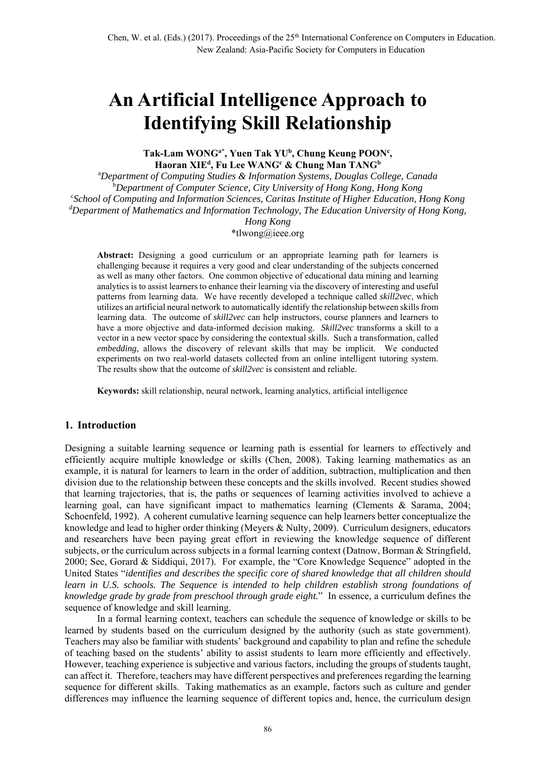# An Artificial Intelligence Approach to Identifying Skill Relationship

**Tak-Lam WONG[a*], Yuen Tak YU[b], Chung Keung POON[c], Haoran XIE[d], Fu Lee WANG[c] & Chung Man TANG[b]**

[a]*Department of Computing Studies & Information Systems, Douglas College, Canada*
[b]*Department of Computer Science, City University of Hong Kong, Hong Kong*
[c]*School of Computing and Information Sciences, Caritas Institute of Higher Education, Hong Kong*
[d]*Department of Mathematics and Information Technology, The Education University of Hong Kong, Hong Kong*
*tlwong@ieee.org

**Abstract:** Designing a good curriculum or an appropriate learning path for learners is challenging because it requires a very good and clear understanding of the subjects concerned as well as many other factors. One common objective of educational data mining and learning analytics is to assist learners to enhance their learning via the discovery of interesting and useful patterns from learning data. We have recently developed a technique called *skill2vec*, which utilizes an artificial neural network to automatically identify the relationship between skills from learning data. The outcome of *skill2vec* can help instructors, course planners and learners to have a more objective and data-informed decision making. *Skill2vec* transforms a skill to a vector in a new vector space by considering the contextual skills. Such a transformation, called *embedding*, allows the discovery of relevant skills that may be implicit. We conducted experiments on two real-world datasets collected from an online intelligent tutoring system. The results show that the outcome of *skill2vec* is consistent and reliable.

**Keywords:** skill relationship, neural network, learning analytics, artificial intelligence

## 1. Introduction

Designing a suitable learning sequence or learning path is essential for learners to effectively and efficiently acquire multiple knowledge or skills (Chen, 2008). Taking learning mathematics as an example, it is natural for learners to learn in the order of addition, subtraction, multiplication and then division due to the relationship between these concepts and the skills involved. Recent studies showed that learning trajectories, that is, the paths or sequences of learning activities involved to achieve a learning goal, can have significant impact to mathematics learning (Clements & Sarama, 2004; Schoenfeld, 1992). A coherent cumulative learning sequence can help learners better conceptualize the knowledge and lead to higher order thinking (Meyers & Nulty, 2009). Curriculum designers, educators and researchers have been paying great effort in reviewing the knowledge sequence of different subjects, or the curriculum across subjects in a formal learning context (Datnow, Borman & Stringfield, 2000; See, Gorard & Siddiqui, 2017). For example, the "Core Knowledge Sequence" adopted in the United States "*identifies and describes the specific core of shared knowledge that all children should learn in U.S. schools. The Sequence is intended to help children establish strong foundations of knowledge grade by grade from preschool through grade eight.*" In essence, a curriculum defines the sequence of knowledge and skill learning.

In a formal learning context, teachers can schedule the sequence of knowledge or skills to be learned by students based on the curriculum designed by the authority (such as state government). Teachers may also be familiar with students' background and capability to plan and refine the schedule of teaching based on the students' ability to assist students to learn more efficiently and effectively. However, teaching experience is subjective and various factors, including the groups of students taught, can affect it. Therefore, teachers may have different perspectives and preferences regarding the learning sequence for different skills. Taking mathematics as an example, factors such as culture and gender differences may influence the learning sequence of different topics and, hence, the curriculum design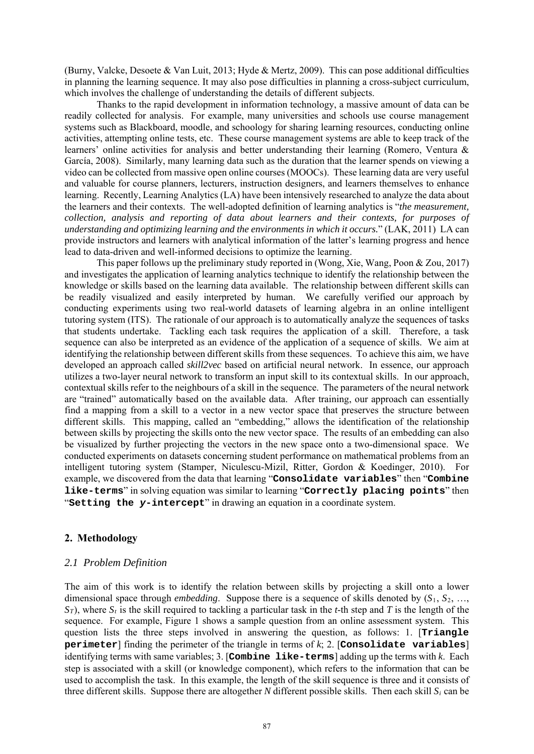(Burny, Valcke, Desoete & Van Luit, 2013; Hyde & Mertz, 2009). This can pose additional difficulties in planning the learning sequence. It may also pose difficulties in planning a cross-subject curriculum, which involves the challenge of understanding the details of different subjects.

Thanks to the rapid development in information technology, a massive amount of data can be readily collected for analysis. For example, many universities and schools use course management systems such as Blackboard, moodle, and schoology for sharing learning resources, conducting online activities, attempting online tests, etc. These course management systems are able to keep track of the learners' online activities for analysis and better understanding their learning (Romero, Ventura & García, 2008). Similarly, many learning data such as the duration that the learner spends on viewing a video can be collected from massive open online courses (MOOCs). These learning data are very useful and valuable for course planners, lecturers, instruction designers, and learners themselves to enhance learning. Recently, Learning Analytics (LA) have been intensively researched to analyze the data about the learners and their contexts. The well-adopted definition of learning analytics is "*the measurement, collection, analysis and reporting of data about learners and their contexts, for purposes of understanding and optimizing learning and the environments in which it occurs.*" (LAK, 2011) LA can provide instructors and learners with analytical information of the latter's learning progress and hence lead to data-driven and well-informed decisions to optimize the learning.

This paper follows up the preliminary study reported in (Wong, Xie, Wang, Poon & Zou, 2017) and investigates the application of learning analytics technique to identify the relationship between the knowledge or skills based on the learning data available. The relationship between different skills can be readily visualized and easily interpreted by human. We carefully verified our approach by conducting experiments using two real-world datasets of learning algebra in an online intelligent tutoring system (ITS). The rationale of our approach is to automatically analyze the sequences of tasks that students undertake. Tackling each task requires the application of a skill. Therefore, a task sequence can also be interpreted as an evidence of the application of a sequence of skills. We aim at identifying the relationship between different skills from these sequences. To achieve this aim, we have developed an approach called *skill2vec* based on artificial neural network. In essence, our approach utilizes a two-layer neural network to transform an input skill to its contextual skills. In our approach, contextual skills refer to the neighbours of a skill in the sequence. The parameters of the neural network are "trained" automatically based on the available data. After training, our approach can essentially find a mapping from a skill to a vector in a new vector space that preserves the structure between different skills. This mapping, called an "embedding," allows the identification of the relationship between skills by projecting the skills onto the new vector space. The results of an embedding can also be visualized by further projecting the vectors in the new space onto a two-dimensional space. We conducted experiments on datasets concerning student performance on mathematical problems from an intelligent tutoring system (Stamper, Niculescu-Mizil, Ritter, Gordon & Koedinger, 2010). For example, we discovered from the data that learning "**`Consolidate variables`**" then "**`Combine like-terms`**" in solving equation was similar to learning "**`Correctly placing points`**" then "**`Setting the y-intercept`**" in drawing an equation in a coordinate system.

## 2. Methodology

### *2.1 Problem Definition*

The aim of this work is to identify the relation between skills by projecting a skill onto a lower dimensional space through *embedding*. Suppose there is a sequence of skills denoted by ($S_1$, $S_2$, …, $S_T$), where $S_t$ is the skill required to tackling a particular task in the $t$-th step and $T$ is the length of the sequence. For example, Figure 1 shows a sample question from an online assessment system. This question lists the three steps involved in answering the question, as follows: 1. [**`Triangle perimeter`**] finding the perimeter of the triangle in terms of $k$; 2. [**`Consolidate variables`**] identifying terms with same variables; 3. [**`Combine like-terms`**] adding up the terms with $k$. Each step is associated with a skill (or knowledge component), which refers to the information that can be used to accomplish the task. In this example, the length of the skill sequence is three and it consists of three different skills. Suppose there are altogether $N$ different possible skills. Then each skill $S_i$ can be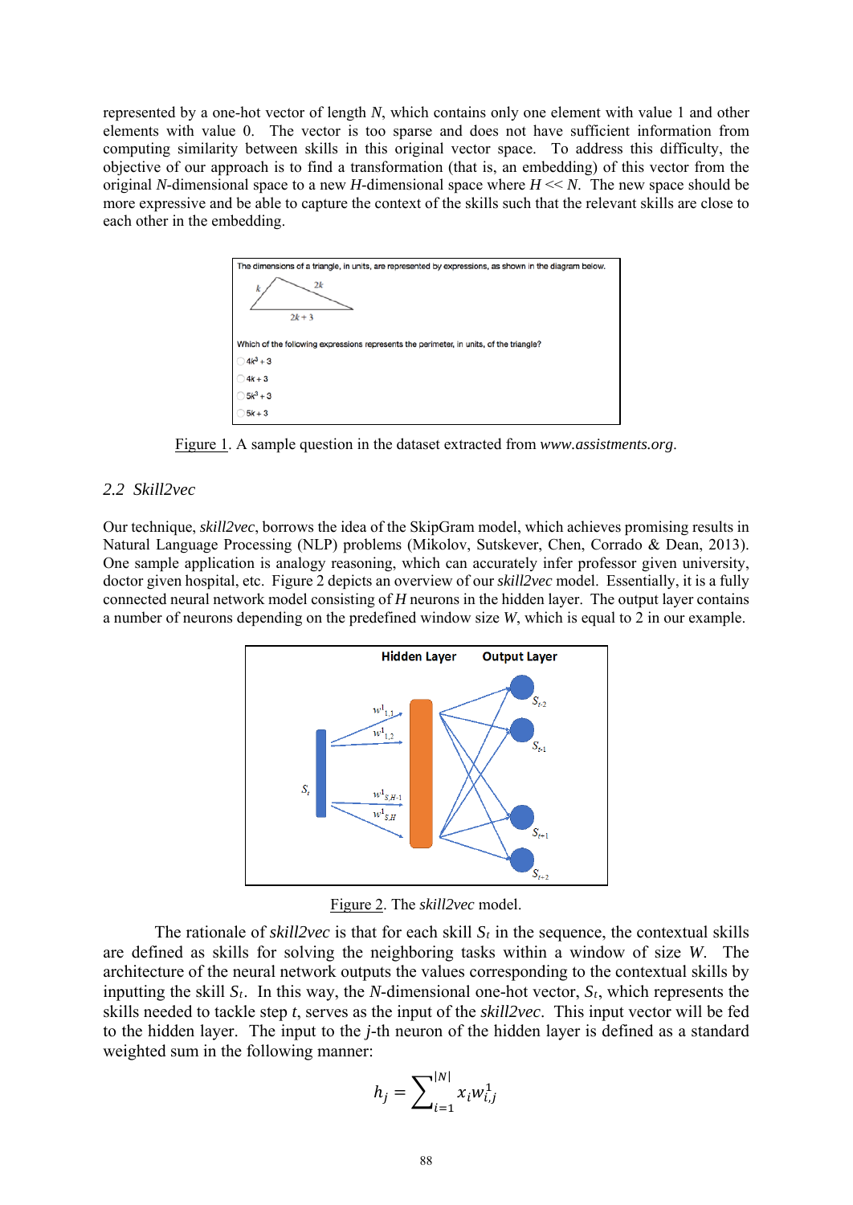represented by a one-hot vector of length $N$, which contains only one element with value 1 and other elements with value 0. The vector is too sparse and does not have sufficient information from computing similarity between skills in this original vector space. To address this difficulty, the objective of our approach is to find a transformation (that is, an embedding) of this vector from the original $N$-dimensional space to a new $H$-dimensional space where $H \ll N$. The new space should be more expressive and be able to capture the context of the skills such that the relevant skills are close to each other in the embedding.

The dimensions of a triangle, in units, are represented by expressions, as shown in the diagram below.

Which of the following expressions represents the perimeter, in units, of the triangle?

- $4k^2 + 3$
- $4k + 3$
- $5k^2 + 3$
- $5k + 3$

Figure 1. A sample question in the dataset extracted from *www.assistments.org*.

## 2.2 Skill2vec

Our technique, *skill2vec*, borrows the idea of the SkipGram model, which achieves promising results in Natural Language Processing (NLP) problems (Mikolov, Sutskever, Chen, Corrado & Dean, 2013). One sample application is analogy reasoning, which can accurately infer professor given university, doctor given hospital, etc. Figure 2 depicts an overview of our *skill2vec* model. Essentially, it is a fully connected neural network model consisting of $H$ neurons in the hidden layer. The output layer contains a number of neurons depending on the predefined window size $W$, which is equal to 2 in our example.

Figure 2. The *skill2vec* model.

The rationale of *skill2vec* is that for each skill $S_t$ in the sequence, the contextual skills are defined as skills for solving the neighboring tasks within a window of size $W$. The architecture of the neural network outputs the values corresponding to the contextual skills by inputting the skill $S_t$. In this way, the $N$-dimensional one-hot vector, $S_t$, which represents the skills needed to tackle step $t$, serves as the input of the *skill2vec*. This input vector will be fed to the hidden layer. The input to the $j$-th neuron of the hidden layer is defined as a standard weighted sum in the following manner:

$$h_j = \sum_{i=1}^{|N|} x_i w_{i,j}^1$$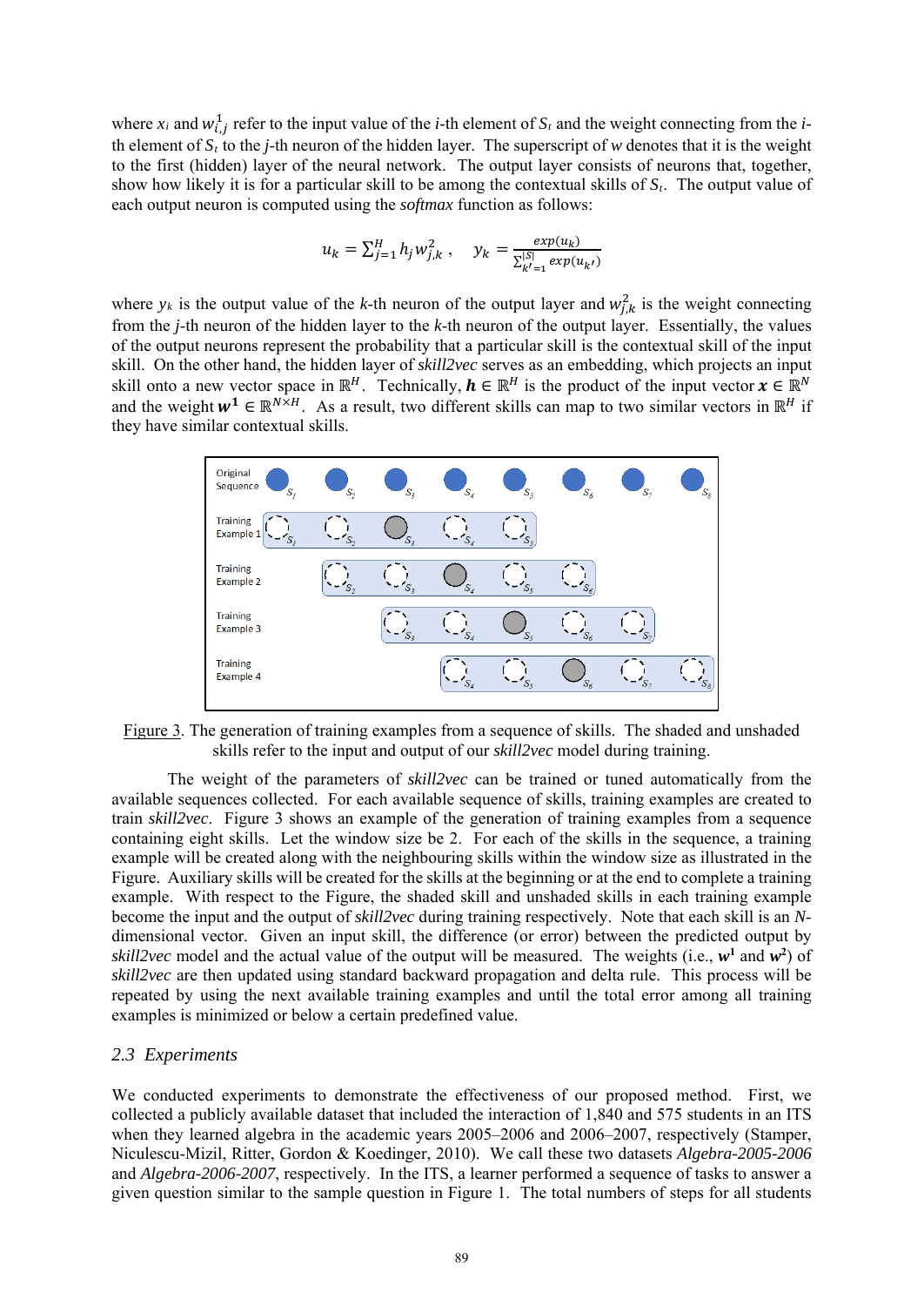where $x_i$ and $w^1_{i,j}$ refer to the input value of the $i$-th element of $S_t$ and the weight connecting from the $i$-th element of $S_t$ to the $j$-th neuron of the hidden layer. The superscript of $w$ denotes that it is the weight to the first (hidden) layer of the neural network. The output layer consists of neurons that, together, show how likely it is for a particular skill to be among the contextual skills of $S_t$. The output value of each output neuron is computed using the *softmax* function as follows:

$$u_k = \sum_{j=1}^{H} h_j w^2_{j,k}\,, \quad y_k = \frac{exp(u_k)}{\sum_{k'=1}^{|S|} exp(u_{k'})}$$

where $y_k$ is the output value of the $k$-th neuron of the output layer and $w^2_{j,k}$ is the weight connecting from the $j$-th neuron of the hidden layer to the $k$-th neuron of the output layer. Essentially, the values of the output neurons represent the probability that a particular skill is the contextual skill of the input skill. On the other hand, the hidden layer of *skill2vec* serves as an embedding, which projects an input skill onto a new vector space in $\mathbb{R}^H$. Technically, $\boldsymbol{h} \in \mathbb{R}^H$ is the product of the input vector $\boldsymbol{x} \in \mathbb{R}^N$ and the weight $\boldsymbol{w^1} \in \mathbb{R}^{N\times H}$. As a result, two different skills can map to two similar vectors in $\mathbb{R}^H$ if they have similar contextual skills.

Figure 3. The generation of training examples from a sequence of skills. The shaded and unshaded skills refer to the input and output of our *skill2vec* model during training.

The weight of the parameters of *skill2vec* can be trained or tuned automatically from the available sequences collected. For each available sequence of skills, training examples are created to train *skill2vec*. Figure 3 shows an example of the generation of training examples from a sequence containing eight skills. Let the window size be 2. For each of the skills in the sequence, a training example will be created along with the neighbouring skills within the window size as illustrated in the Figure. Auxiliary skills will be created for the skills at the beginning or at the end to complete a training example. With respect to the Figure, the shaded skill and unshaded skills in each training example become the input and the output of *skill2vec* during training respectively. Note that each skill is an $N$-dimensional vector. Given an input skill, the difference (or error) between the predicted output by *skill2vec* model and the actual value of the output will be measured. The weights (i.e., $\boldsymbol{w^1}$ and $\boldsymbol{w^2}$) of *skill2vec* are then updated using standard backward propagation and delta rule. This process will be repeated by using the next available training examples and until the total error among all training examples is minimized or below a certain predefined value.

### *2.3 Experiments*

We conducted experiments to demonstrate the effectiveness of our proposed method. First, we collected a publicly available dataset that included the interaction of 1,840 and 575 students in an ITS when they learned algebra in the academic years 2005–2006 and 2006–2007, respectively (Stamper, Niculescu-Mizil, Ritter, Gordon & Koedinger, 2010). We call these two datasets *Algebra-2005-2006* and *Algebra-2006-2007*, respectively. In the ITS, a learner performed a sequence of tasks to answer a given question similar to the sample question in Figure 1. The total numbers of steps for all students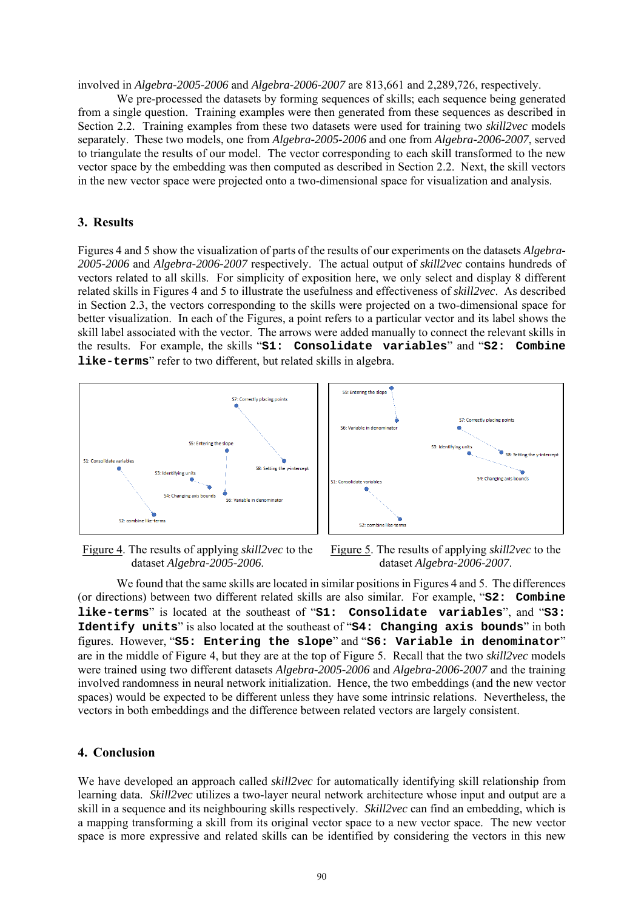involved in *Algebra-2005-2006* and *Algebra-2006-2007* are 813,661 and 2,289,726, respectively.

We pre-processed the datasets by forming sequences of skills; each sequence being generated from a single question. Training examples were then generated from these sequences as described in Section 2.2. Training examples from these two datasets were used for training two *skill2vec* models separately. These two models, one from *Algebra-2005-2006* and one from *Algebra-2006-2007*, served to triangulate the results of our model. The vector corresponding to each skill transformed to the new vector space by the embedding was then computed as described in Section 2.2. Next, the skill vectors in the new vector space were projected onto a two-dimensional space for visualization and analysis.

## 3. Results

Figures 4 and 5 show the visualization of parts of the results of our experiments on the datasets *Algebra-2005-2006* and *Algebra-2006-2007* respectively. The actual output of *skill2vec* contains hundreds of vectors related to all skills. For simplicity of exposition here, we only select and display 8 different related skills in Figures 4 and 5 to illustrate the usefulness and effectiveness of *skill2vec*. As described in Section 2.3, the vectors corresponding to the skills were projected on a two-dimensional space for better visualization. In each of the Figures, a point refers to a particular vector and its label shows the skill label associated with the vector. The arrows were added manually to connect the relevant skills in the results. For example, the skills "**`S1: Consolidate variables`**" and "**`S2: Combine like-terms`**" refer to two different, but related skills in algebra.

Figure 4. The results of applying *skill2vec* to the dataset *Algebra-2005-2006*.

Figure 5. The results of applying *skill2vec* to the dataset *Algebra-2006-2007*.

We found that the same skills are located in similar positions in Figures 4 and 5. The differences (or directions) between two different related skills are also similar. For example, "**`S2: Combine like-terms`**" is located at the southeast of "**`S1: Consolidate variables`**", and "**`S3: Identify units`**" is also located at the southeast of "**`S4: Changing axis bounds`**" in both figures. However, "**`S5: Entering the slope`**" and "**`S6: Variable in denominator`**" are in the middle of Figure 4, but they are at the top of Figure 5. Recall that the two *skill2vec* models were trained using two different datasets *Algebra-2005-2006* and *Algebra-2006-2007* and the training involved randomness in neural network initialization. Hence, the two embeddings (and the new vector spaces) would be expected to be different unless they have some intrinsic relations. Nevertheless, the vectors in both embeddings and the difference between related vectors are largely consistent.

## 4. Conclusion

We have developed an approach called *skill2vec* for automatically identifying skill relationship from learning data. *Skill2vec* utilizes a two-layer neural network architecture whose input and output are a skill in a sequence and its neighbouring skills respectively. *Skill2vec* can find an embedding, which is a mapping transforming a skill from its original vector space to a new vector space. The new vector space is more expressive and related skills can be identified by considering the vectors in this new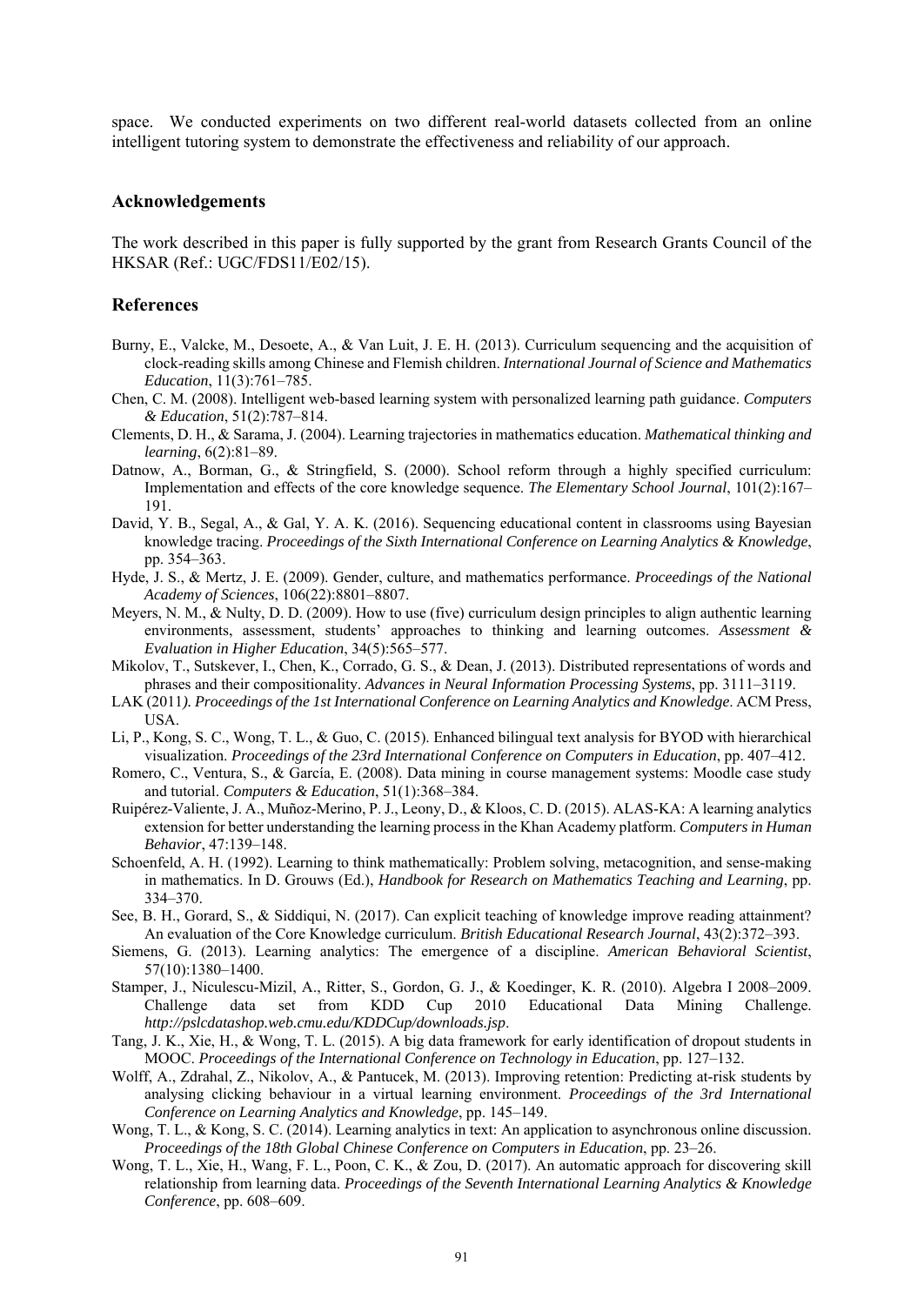space. We conducted experiments on two different real-world datasets collected from an online intelligent tutoring system to demonstrate the effectiveness and reliability of our approach.

## Acknowledgements

The work described in this paper is fully supported by the grant from Research Grants Council of the HKSAR (Ref.: UGC/FDS11/E02/15).

## References

Burny, E., Valcke, M., Desoete, A., & Van Luit, J. E. H. (2013). Curriculum sequencing and the acquisition of clock-reading skills among Chinese and Flemish children. *International Journal of Science and Mathematics Education*, 11(3):761–785.

Chen, C. M. (2008). Intelligent web-based learning system with personalized learning path guidance. *Computers & Education*, 51(2):787–814.

Clements, D. H., & Sarama, J. (2004). Learning trajectories in mathematics education. *Mathematical thinking and learning*, 6(2):81–89.

Datnow, A., Borman, G., & Stringfield, S. (2000). School reform through a highly specified curriculum: Implementation and effects of the core knowledge sequence. *The Elementary School Journal*, 101(2):167–191.

David, Y. B., Segal, A., & Gal, Y. A. K. (2016). Sequencing educational content in classrooms using Bayesian knowledge tracing. *Proceedings of the Sixth International Conference on Learning Analytics & Knowledge*, pp. 354–363.

Hyde, J. S., & Mertz, J. E. (2009). Gender, culture, and mathematics performance. *Proceedings of the National Academy of Sciences*, 106(22):8801–8807.

Meyers, N. M., & Nulty, D. D. (2009). How to use (five) curriculum design principles to align authentic learning environments, assessment, students' approaches to thinking and learning outcomes. *Assessment & Evaluation in Higher Education*, 34(5):565–577.

Mikolov, T., Sutskever, I., Chen, K., Corrado, G. S., & Dean, J. (2013). Distributed representations of words and phrases and their compositionality. *Advances in Neural Information Processing Systems*, pp. 3111–3119.

LAK (2011*). Proceedings of the 1st International Conference on Learning Analytics and Knowledge*. ACM Press, USA.

Li, P., Kong, S. C., Wong, T. L., & Guo, C. (2015). Enhanced bilingual text analysis for BYOD with hierarchical visualization. *Proceedings of the 23rd International Conference on Computers in Education*, pp. 407–412.

Romero, C., Ventura, S., & García, E. (2008). Data mining in course management systems: Moodle case study and tutorial. *Computers & Education*, 51(1):368–384.

Ruipérez-Valiente, J. A., Muñoz-Merino, P. J., Leony, D., & Kloos, C. D. (2015). ALAS-KA: A learning analytics extension for better understanding the learning process in the Khan Academy platform. *Computers in Human Behavior*, 47:139–148.

Schoenfeld, A. H. (1992). Learning to think mathematically: Problem solving, metacognition, and sense-making in mathematics. In D. Grouws (Ed.), *Handbook for Research on Mathematics Teaching and Learning*, pp. 334–370.

See, B. H., Gorard, S., & Siddiqui, N. (2017). Can explicit teaching of knowledge improve reading attainment? An evaluation of the Core Knowledge curriculum. *British Educational Research Journal*, 43(2):372–393.

Siemens, G. (2013). Learning analytics: The emergence of a discipline. *American Behavioral Scientist*, 57(10):1380–1400.

Stamper, J., Niculescu-Mizil, A., Ritter, S., Gordon, G. J., & Koedinger, K. R. (2010). Algebra I 2008–2009. Challenge data set from KDD Cup 2010 Educational Data Mining Challenge. *http://pslcdatashop.web.cmu.edu/KDDCup/downloads.jsp*.

Tang, J. K., Xie, H., & Wong, T. L. (2015). A big data framework for early identification of dropout students in MOOC. *Proceedings of the International Conference on Technology in Education*, pp. 127–132.

Wolff, A., Zdrahal, Z., Nikolov, A., & Pantucek, M. (2013). Improving retention: Predicting at-risk students by analysing clicking behaviour in a virtual learning environment. *Proceedings of the 3rd International Conference on Learning Analytics and Knowledge*, pp. 145–149.

Wong, T. L., & Kong, S. C. (2014). Learning analytics in text: An application to asynchronous online discussion. *Proceedings of the 18th Global Chinese Conference on Computers in Education*, pp. 23–26.

Wong, T. L., Xie, H., Wang, F. L., Poon, C. K., & Zou, D. (2017). An automatic approach for discovering skill relationship from learning data. *Proceedings of the Seventh International Learning Analytics & Knowledge Conference*, pp. 608–609.